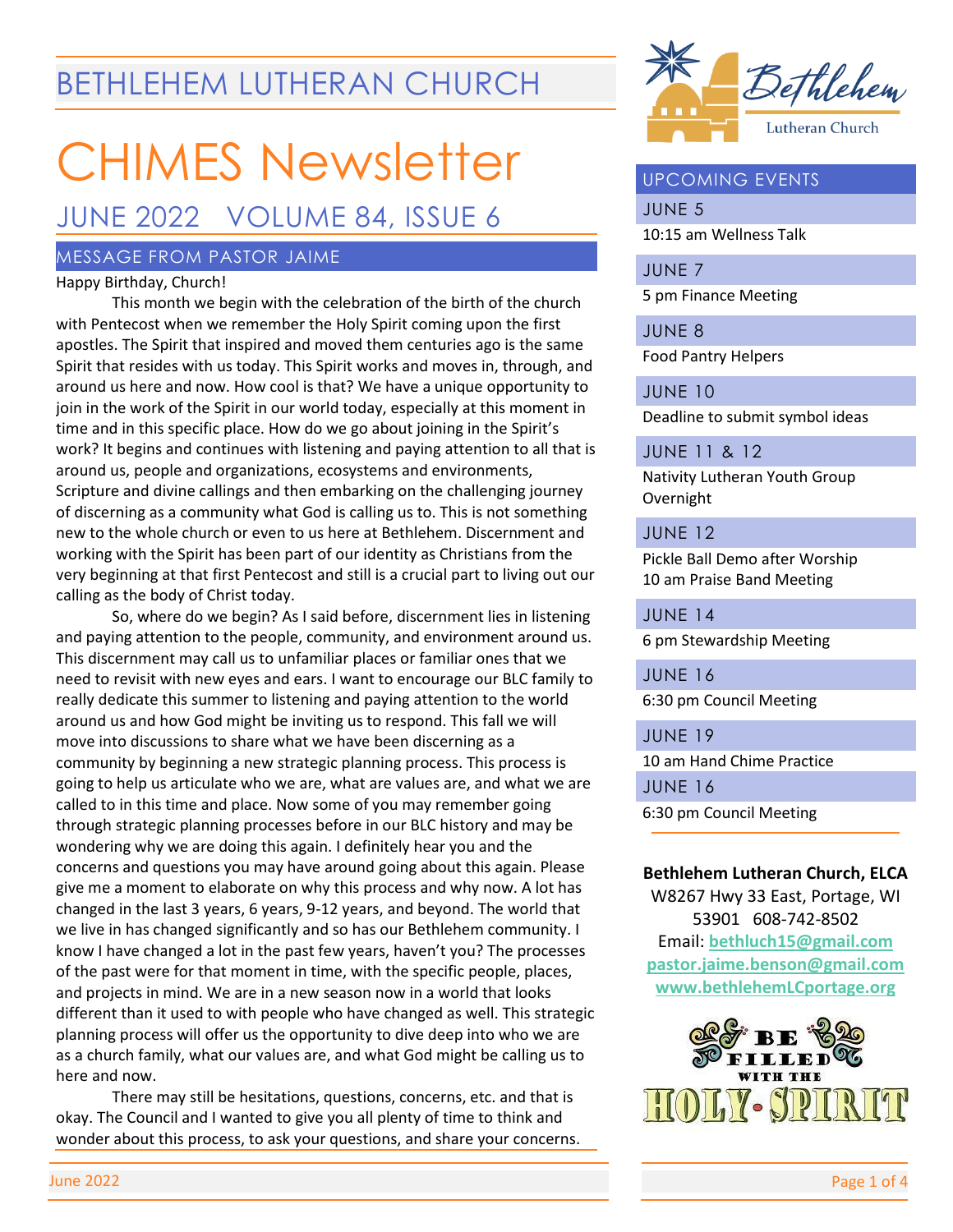# BETHLEHEM LUTHERAN CHURCH

# CHIMES Newsletter

## JUNE 2022 VOLUME 84, ISSUE 6

### MESSAGE FROM PASTOR JAIME

Happy Birthday, Church!

This month we begin with the celebration of the birth of the church with Pentecost when we remember the Holy Spirit coming upon the first apostles. The Spirit that inspired and moved them centuries ago is the same Spirit that resides with us today. This Spirit works and moves in, through, and around us here and now. How cool is that? We have a unique opportunity to join in the work of the Spirit in our world today, especially at this moment in time and in this specific place. How do we go about joining in the Spirit's work? It begins and continues with listening and paying attention to all that is around us, people and organizations, ecosystems and environments, Scripture and divine callings and then embarking on the challenging journey of discerning as a community what God is calling us to. This is not something new to the whole church or even to us here at Bethlehem. Discernment and working with the Spirit has been part of our identity as Christians from the very beginning at that first Pentecost and still is a crucial part to living out our calling as the body of Christ today.

So, where do we begin? As I said before, discernment lies in listening and paying attention to the people, community, and environment around us. This discernment may call us to unfamiliar places or familiar ones that we need to revisit with new eyes and ears. I want to encourage our BLC family to really dedicate this summer to listening and paying attention to the world around us and how God might be inviting us to respond. This fall we will move into discussions to share what we have been discerning as a community by beginning a new strategic planning process. This process is going to help us articulate who we are, what are values are, and what we are called to in this time and place. Now some of you may remember going through strategic planning processes before in our BLC history and may be wondering why we are doing this again. I definitely hear you and the concerns and questions you may have around going about this again. Please give me a moment to elaborate on why this process and why now. A lot has changed in the last 3 years, 6 years, 9-12 years, and beyond. The world that we live in has changed significantly and so has our Bethlehem community. I know I have changed a lot in the past few years, haven't you? The processes of the past were for that moment in time, with the specific people, places, and projects in mind. We are in a new season now in a world that looks different than it used to with people who have changed as well. This strategic planning process will offer us the opportunity to dive deep into who we are as a church family, what our values are, and what God might be calling us to here and now.

There may still be hesitations, questions, concerns, etc. and that is okay. The Council and I wanted to give you all plenty of time to think and wonder about this process, to ask your questions, and share your concerns.

### UPCOMING EVENTS

**JUNE 5**
10:15 am Wellness Talk

**JUNE 7**
5 pm Finance Meeting

**JUNE 8**
Food Pantry Helpers

**JUNE 10**
Deadline to submit symbol ideas

**JUNE 11 & 12**
Nativity Lutheran Youth Group Overnight

**JUNE 12**
Pickle Ball Demo after Worship
10 am Praise Band Meeting

**JUNE 14**
6 pm Stewardship Meeting

**JUNE 16**
6:30 pm Council Meeting

**JUNE 19**
10 am Hand Chime Practice

**JUNE 16**
6:30 pm Council Meeting

**Bethlehem Lutheran Church, ELCA**
W8267 Hwy 33 East, Portage, WI 53901 608-742-8502
Email: **bethluch15@gmail.com**
**pastor.jaime.benson@gmail.com**
**www.bethlehemLCportage.org**

BE FILLED WITH THE HOLY SPIRIT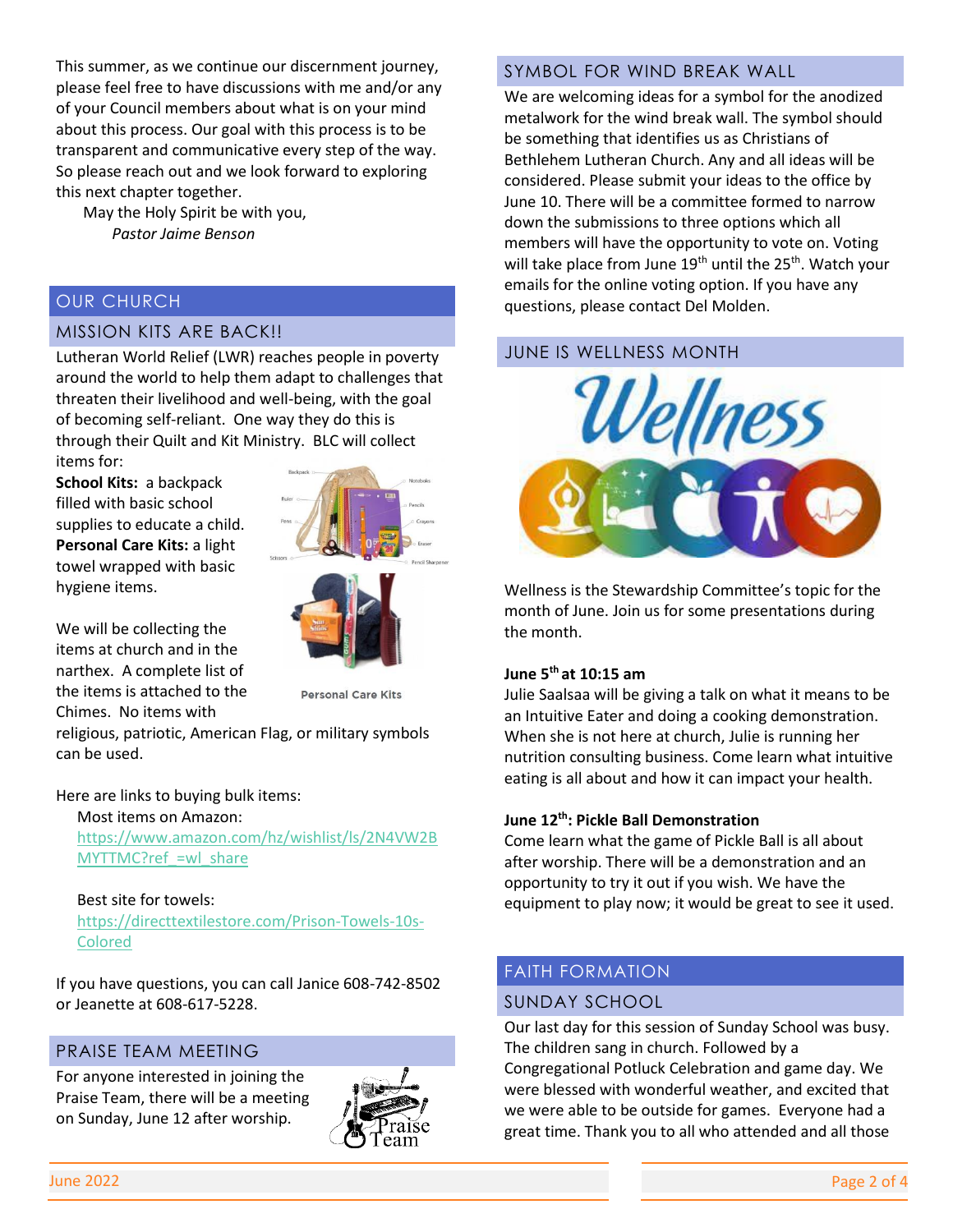This summer, as we continue our discernment journey, please feel free to have discussions with me and/or any of your Council members about what is on your mind about this process. Our goal with this process is to be transparent and communicative every step of the way. So please reach out and we look forward to exploring this next chapter together.

May the Holy Spirit be with you,

*Pastor Jaime Benson*

# OUR CHURCH

## MISSION KITS ARE BACK!!

Lutheran World Relief (LWR) reaches people in poverty around the world to help them adapt to challenges that threaten their livelihood and well-being, with the goal of becoming self-reliant. One way they do this is through their Quilt and Kit Ministry. BLC will collect items for:

**School Kits:** a backpack filled with basic school supplies to educate a child.

**Personal Care Kits:** a light towel wrapped with basic hygiene items.

Personal Care Kits

We will be collecting the items at church and in the narthex. A complete list of the items is attached to the Chimes. No items with religious, patriotic, American Flag, or military symbols can be used.

Here are links to buying bulk items:

Most items on Amazon:
https://www.amazon.com/hz/wishlist/ls/2N4VW2BMYTTMC?ref_=wl_share

Best site for towels:
https://directtextilestore.com/Prison-Towels-10s-Colored

If you have questions, you can call Janice 608-742-8502 or Jeanette at 608-617-5228.

## PRAISE TEAM MEETING

For anyone interested in joining the Praise Team, there will be a meeting on Sunday, June 12 after worship.

## SYMBOL FOR WIND BREAK WALL

We are welcoming ideas for a symbol for the anodized metalwork for the wind break wall. The symbol should be something that identifies us as Christians of Bethlehem Lutheran Church. Any and all ideas will be considered. Please submit your ideas to the office by June 10. There will be a committee formed to narrow down the submissions to three options which all members will have the opportunity to vote on. Voting will take place from June 19th until the 25th. Watch your emails for the online voting option. If you have any questions, please contact Del Molden.

## JUNE IS WELLNESS MONTH

Wellness is the Stewardship Committee's topic for the month of June. Join us for some presentations during the month.

**June 5th at 10:15 am**

Julie Saalsaa will be giving a talk on what it means to be an Intuitive Eater and doing a cooking demonstration. When she is not here at church, Julie is running her nutrition consulting business. Come learn what intuitive eating is all about and how it can impact your health.

**June 12th: Pickle Ball Demonstration**

Come learn what the game of Pickle Ball is all about after worship. There will be a demonstration and an opportunity to try it out if you wish. We have the equipment to play now; it would be great to see it used.

# FAITH FORMATION

## SUNDAY SCHOOL

Our last day for this session of Sunday School was busy. The children sang in church. Followed by a Congregational Potluck Celebration and game day. We were blessed with wonderful weather, and excited that we were able to be outside for games. Everyone had a great time. Thank you to all who attended and all those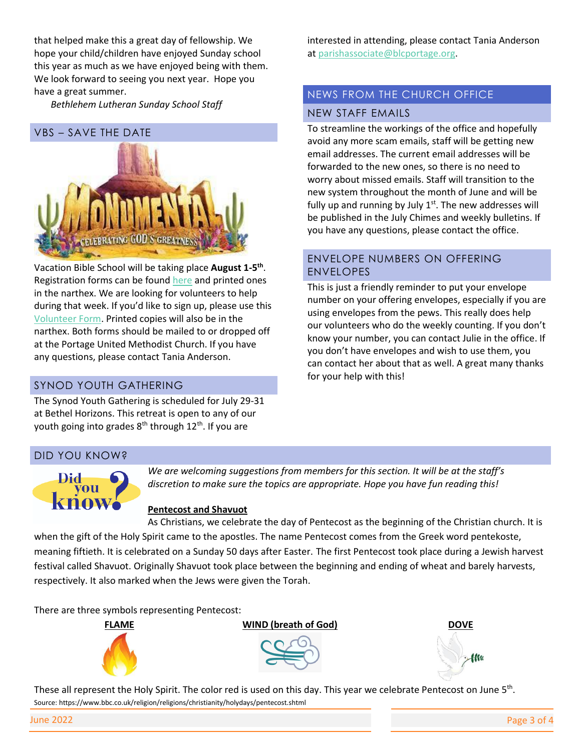that helped make this a great day of fellowship. We hope your child/children have enjoyed Sunday school this year as much as we have enjoyed being with them. We look forward to seeing you next year. Hope you have a great summer.

*Bethlehem Lutheran Sunday School Staff*

## VBS – SAVE THE DATE

Vacation Bible School will be taking place **August 1-5th**. Registration forms can be found here and printed ones in the narthex. We are looking for volunteers to help during that week. If you'd like to sign up, please use this Volunteer Form. Printed copies will also be in the narthex. Both forms should be mailed to or dropped off at the Portage United Methodist Church. If you have any questions, please contact Tania Anderson.

## SYNOD YOUTH GATHERING

The Synod Youth Gathering is scheduled for July 29-31 at Bethel Horizons. This retreat is open to any of our youth going into grades 8th through 12th. If you are interested in attending, please contact Tania Anderson at parishassociate@blcportage.org.

# NEWS FROM THE CHURCH OFFICE

## NEW STAFF EMAILS

To streamline the workings of the office and hopefully avoid any more scam emails, staff will be getting new email addresses. The current email addresses will be forwarded to the new ones, so there is no need to worry about missed emails. Staff will transition to the new system throughout the month of June and will be fully up and running by July 1st. The new addresses will be published in the July Chimes and weekly bulletins. If you have any questions, please contact the office.

## ENVELOPE NUMBERS ON OFFERING ENVELOPES

This is just a friendly reminder to put your envelope number on your offering envelopes, especially if you are using envelopes from the pews. This really does help our volunteers who do the weekly counting. If you don't know your number, you can contact Julie in the office. If you don't have envelopes and wish to use them, you can contact her about that as well. A great many thanks for your help with this!

## DID YOU KNOW?

*We are welcoming suggestions from members for this section. It will be at the staff's discretion to make sure the topics are appropriate. Hope you have fun reading this!*

**Pentecost and Shavuot**

As Christians, we celebrate the day of Pentecost as the beginning of the Christian church. It is when the gift of the Holy Spirit came to the apostles. The name Pentecost comes from the Greek word pentekoste, meaning fiftieth. It is celebrated on a Sunday 50 days after Easter. The first Pentecost took place during a Jewish harvest festival called Shavuot. Originally Shavuot took place between the beginning and ending of wheat and barely harvests, respectively. It also marked when the Jews were given the Torah.

There are three symbols representing Pentecost:

**FLAME** **WIND (breath of God)** **DOVE**

These all represent the Holy Spirit. The color red is used on this day. This year we celebrate Pentecost on June 5th.

Source: https://www.bbc.co.uk/religion/religions/christianity/holydays/pentecost.shtml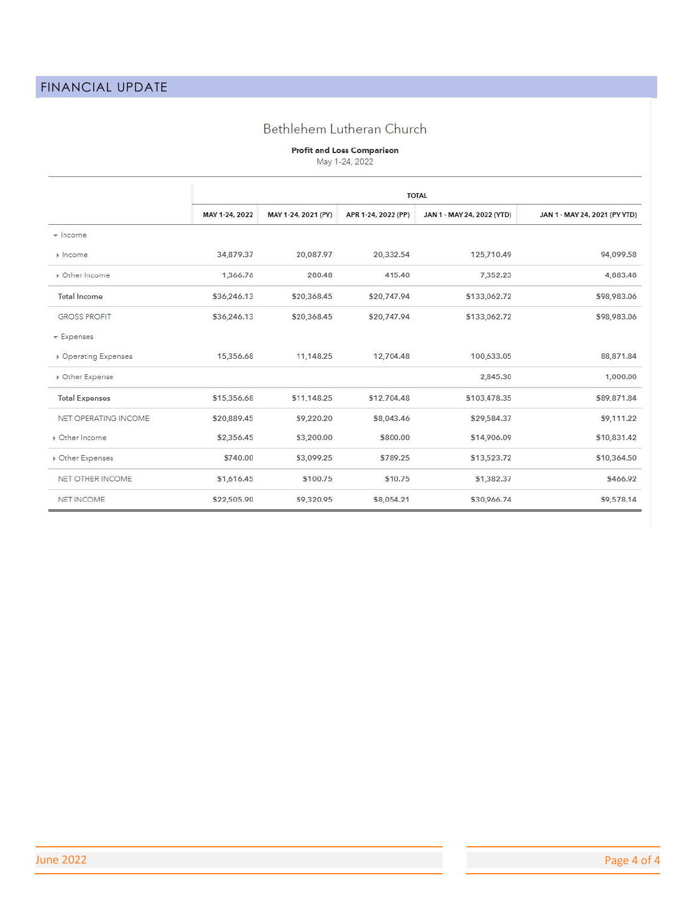## FINANCIAL UPDATE

### Bethlehem Lutheran Church

**Profit and Loss Comparison**

May 1-24, 2022

| | TOTAL | | | | |
|---|---|---|---|---|---|
| | MAY 1-24, 2022 | MAY 1-24, 2021 (PY) | APR 1-24, 2022 (PP) | JAN 1 - MAY 24, 2022 (YTD) | JAN 1 - MAY 24, 2021 (PY YTD) |
| Income | | | | | |
| Income | 34,879.37 | 20,087.97 | 20,332.54 | 125,710.49 | 94,099.58 |
| Other Income | 1,366.76 | 280.48 | 415.40 | 7,352.23 | 4,883.48 |
| **Total Income** | **$36,246.13** | **$20,368.45** | **$20,747.94** | **$133,062.72** | **$98,983.06** |
| GROSS PROFIT | $36,246.13 | $20,368.45 | $20,747.94 | $133,062.72 | $98,983.06 |
| Expenses | | | | | |
| Operating Expenses | 15,356.68 | 11,148.25 | 12,704.48 | 100,633.05 | 88,871.84 |
| Other Expense | | | | 2,845.30 | 1,000.00 |
| **Total Expenses** | **$15,356.68** | **$11,148.25** | **$12,704.48** | **$103,478.35** | **$89,871.84** |
| NET OPERATING INCOME | $20,889.45 | $9,220.20 | $8,043.46 | $29,584.37 | $9,111.22 |
| Other Income | $2,356.45 | $3,200.00 | $800.00 | $14,906.09 | $10,831.42 |
| Other Expenses | $740.00 | $3,099.25 | $789.25 | $13,523.72 | $10,364.50 |
| NET OTHER INCOME | $1,616.45 | $100.75 | $10.75 | $1,382.37 | $466.92 |
| NET INCOME | $22,505.90 | $9,320.95 | $8,054.21 | $30,966.74 | $9,578.14 |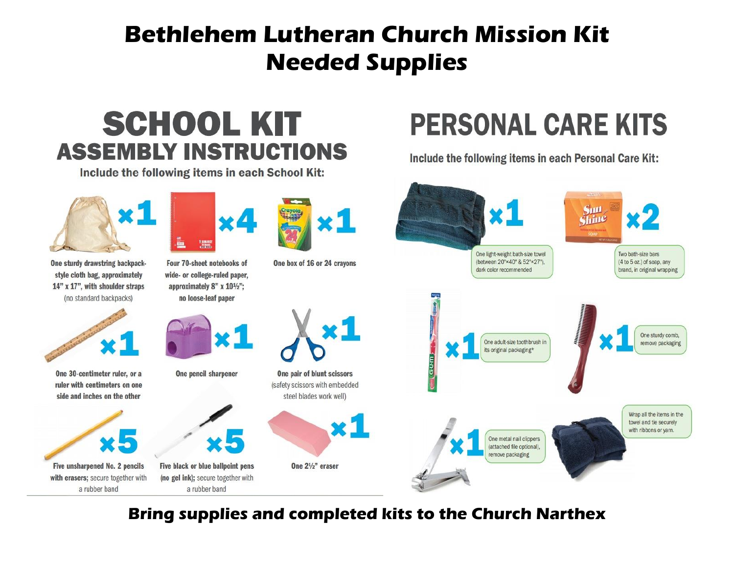# Bethlehem Lutheran Church Mission Kit
# Needed Supplies

## SCHOOL KIT
## ASSEMBLY INSTRUCTIONS

**Include the following items in each School Kit:**

- ×1 — **One sturdy drawstring backpack-style cloth bag, approximately 14" x 17", with shoulder straps** (no standard backpacks)
- ×4 — **Four 70-sheet notebooks of wide- or college-ruled paper, approximately 8" x 10½"; no loose-leaf paper**
- ×1 — **One box of 16 or 24 crayons**
- ×1 — **One 30-centimeter ruler, or a ruler with centimeters on one side and inches on the other**
- ×1 — **One pencil sharpener**
- ×1 — **One pair of blunt scissors** (safety scissors with embedded steel blades work well)
- ×5 — **Five unsharpened No. 2 pencils with erasers**; secure together with a rubber band
- ×5 — **Five black or blue ballpoint pens (no gel ink)**; secure together with a rubber band
- ×1 — **One 2½" eraser**

## PERSONAL CARE KITS

**Include the following items in each Personal Care Kit:**

- ×1 — One light-weight bath-size towel (between 20"×40" & 52"×27"), dark color recommended
- ×2 — Two bath-size bars (4 to 5 oz.) of soap, any brand, in original wrapping
- ×1 — One adult-size toothbrush in its original packaging*
- ×1 — One sturdy comb, remove packaging
- ×1 — One metal nail clippers (attached file optional), remove packaging

Wrap all the items in the towel and tie securely with ribbons or yarn.

**Bring supplies and completed kits to the Church Narthex**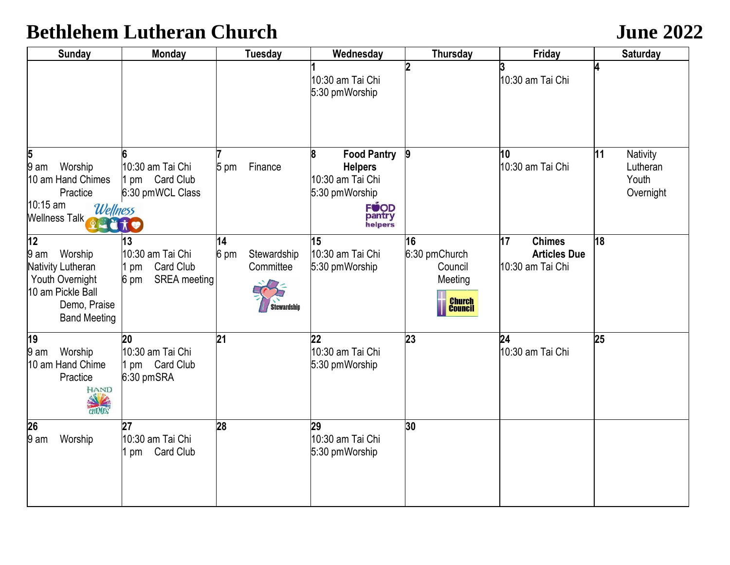# Bethlehem Lutheran Church

# June 2022

| Sunday | Monday | Tuesday | Wednesday | Thursday | Friday | Saturday |
|---|---|---|---|---|---|---|
| | | | 1<br>10:30 am Tai Chi<br>5:30 pm Worship | 2 | 3<br>10:30 am Tai Chi | 4 |
| 5<br>9 am Worship<br>10 am Hand Chimes Practice<br>10:15 am Wellness Talk | 6<br>10:30 am Tai Chi<br>1 pm Card Club<br>6:30 pm WCL Class | 7<br>5 pm Finance | 8 **Food Pantry Helpers**<br>10:30 am Tai Chi<br>5:30 pm Worship | 9 | 10<br>10:30 am Tai Chi | 11 Nativity Lutheran Youth Overnight |
| 12<br>9 am Worship<br>Nativity Lutheran Youth Overnight<br>10 am Pickle Ball Demo, Praise Band Meeting | 13<br>10:30 am Tai Chi<br>1 pm Card Club<br>6 pm SREA meeting | 14<br>6 pm Stewardship Committee | 15<br>10:30 am Tai Chi<br>5:30 pm Worship | 16<br>6:30 pm Church Council Meeting | 17 **Chimes Articles Due**<br>10:30 am Tai Chi | 18 |
| 19<br>9 am Worship<br>10 am Hand Chime Practice | 20<br>10:30 am Tai Chi<br>1 pm Card Club<br>6:30 pm SRA | 21 | 22<br>10:30 am Tai Chi<br>5:30 pm Worship | 23 | 24<br>10:30 am Tai Chi | 25 |
| 26<br>9 am Worship | 27<br>10:30 am Tai Chi<br>1 pm Card Club | 28 | 29<br>10:30 am Tai Chi<br>5:30 pm Worship | 30 | | |